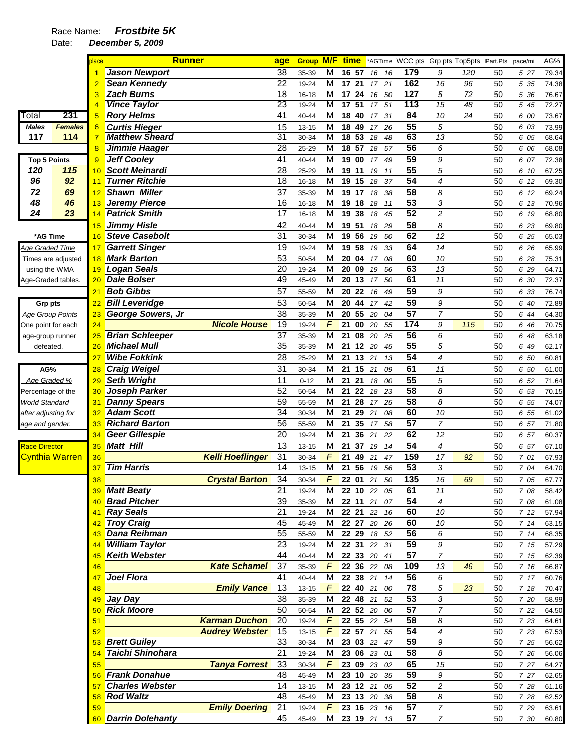Race Name: ***Frostbite 5K***

Date: ***December 5, 2009***

| Total | 231 |
|---|---|
| **Males** | **Females** |
| 117 | 114 |

| Top 5 Points | |
|---|---|
| 120 | 115 |
| 96 | 92 |
| 72 | 69 |
| 48 | 46 |
| 24 | 23 |

**\*AG Time**
Age Graded Time
Times are adjusted using the WMA Age-Graded tables.

**Grp pts**
Age Group Points
One point for each age-group runner defeated.

**AG%**
Age Graded %
Percentage of the World Standard after adjusting for age and gender.

**Race Director**
Cynthia Warren

| place | Runner | age | Group | M/F | time | *AGTime | WCC pts | Grp pts | Top5pts | Part.Pts | pace/mi | AG% |
|---|---|---|---|---|---|---|---|---|---|---|---|---|
| 1 | Jason Newport | 38 | 35-39 | M | 16 57 | 16 16 | 179 | 9 | 120 | 50 | 5 27 | 79.34 |
| 2 | Sean Kennedy | 22 | 19-24 | M | 17 21 | 17 21 | 162 | 16 | 96 | 50 | 5 35 | 74.38 |
| 3 | Zach Burns | 18 | 16-18 | M | 17 24 | 16 50 | 127 | 5 | 72 | 50 | 5 36 | 76.67 |
| 4 | Vince Taylor | 23 | 19-24 | M | 17 51 | 17 51 | 113 | 15 | 48 | 50 | 5 45 | 72.27 |
| 5 | Rory Helms | 41 | 40-44 | M | 18 40 | 17 31 | 84 | 10 | 24 | 50 | 6 00 | 73.67 |
| 6 | Curtis Hieger | 15 | 13-15 | M | 18 49 | 17 26 | 55 | 5 | | 50 | 6 03 | 73.99 |
| 7 | Matthew Sheard | 31 | 30-34 | M | 18 53 | 18 48 | 63 | 13 | | 50 | 6 05 | 68.64 |
| 8 | Jimmie Haager | 28 | 25-29 | M | 18 57 | 18 57 | 56 | 6 | | 50 | 6 06 | 68.08 |
| 9 | Jeff Cooley | 41 | 40-44 | M | 19 00 | 17 49 | 59 | 9 | | 50 | 6 07 | 72.38 |
| 10 | Scott Meinardi | 28 | 25-29 | M | 19 11 | 19 11 | 55 | 5 | | 50 | 6 10 | 67.25 |
| 11 | Turner Ritchie | 18 | 16-18 | M | 19 15 | 18 37 | 54 | 4 | | 50 | 6 12 | 69.30 |
| 12 | Shawn Miller | 37 | 35-39 | M | 19 17 | 18 38 | 58 | 8 | | 50 | 6 12 | 69.24 |
| 13 | Jeremy Pierce | 16 | 16-18 | M | 19 18 | 18 11 | 53 | 3 | | 50 | 6 13 | 70.96 |
| 14 | Patrick Smith | 17 | 16-18 | M | 19 38 | 18 45 | 52 | 2 | | 50 | 6 19 | 68.80 |
| 15 | Jimmy Hisle | 42 | 40-44 | M | 19 51 | 18 29 | 58 | 8 | | 50 | 6 23 | 69.80 |
| 16 | Steve Casebolt | 31 | 30-34 | M | 19 56 | 19 50 | 62 | 12 | | 50 | 6 25 | 65.03 |
| 17 | Garrett Singer | 19 | 19-24 | M | 19 58 | 19 33 | 64 | 14 | | 50 | 6 26 | 65.99 |
| 18 | Mark Barton | 53 | 50-54 | M | 20 04 | 17 08 | 60 | 10 | | 50 | 6 28 | 75.31 |
| 19 | Logan Seals | 20 | 19-24 | M | 20 09 | 19 56 | 63 | 13 | | 50 | 6 29 | 64.71 |
| 20 | Dale Bolser | 49 | 45-49 | M | 20 13 | 17 50 | 61 | 11 | | 50 | 6 30 | 72.37 |
| 21 | Bob Gibbs | 57 | 55-59 | M | 20 22 | 16 49 | 59 | 9 | | 50 | 6 33 | 76.74 |
| 22 | Bill Leveridge | 53 | 50-54 | M | 20 44 | 17 42 | 59 | 9 | | 50 | 6 40 | 72.89 |
| 23 | George Sowers, Jr | 38 | 35-39 | M | 20 55 | 20 04 | 57 | 7 | | 50 | 6 44 | 64.30 |
| 24 | Nicole House | 19 | 19-24 | F | 21 00 | 20 55 | 174 | 9 | 115 | 50 | 6 46 | 70.75 |
| 25 | Brian Schleeper | 37 | 35-39 | M | 21 08 | 20 25 | 56 | 6 | | 50 | 6 48 | 63.18 |
| 26 | Michael Mull | 35 | 35-39 | M | 21 12 | 20 45 | 55 | 5 | | 50 | 6 49 | 62.17 |
| 27 | Wibe Fokkink | 28 | 25-29 | M | 21 13 | 21 13 | 54 | 4 | | 50 | 6 50 | 60.81 |
| 28 | Craig Weigel | 31 | 30-34 | M | 21 15 | 21 09 | 61 | 11 | | 50 | 6 50 | 61.00 |
| 29 | Seth Wright | 11 | 0-12 | M | 21 21 | 18 00 | 55 | 5 | | 50 | 6 52 | 71.64 |
| 30 | Joseph Parker | 52 | 50-54 | M | 21 22 | 18 23 | 58 | 8 | | 50 | 6 53 | 70.15 |
| 31 | Danny Spears | 59 | 55-59 | M | 21 28 | 17 25 | 58 | 8 | | 50 | 6 55 | 74.07 |
| 32 | Adam Scott | 34 | 30-34 | M | 21 29 | 21 08 | 60 | 10 | | 50 | 6 55 | 61.02 |
| 33 | Richard Barton | 56 | 55-59 | M | 21 35 | 17 58 | 57 | 7 | | 50 | 6 57 | 71.80 |
| 34 | Geer Gillespie | 20 | 19-24 | M | 21 36 | 21 22 | 62 | 12 | | 50 | 6 57 | 60.37 |
| 35 | Matt Hill | 13 | 13-15 | M | 21 37 | 19 14 | 54 | 4 | | 50 | 6 57 | 67.10 |
| 36 | Kelli Hoeflinger | 31 | 30-34 | F | 21 49 | 21 47 | 159 | 17 | 92 | 50 | 7 01 | 67.93 |
| 37 | Tim Harris | 14 | 13-15 | M | 21 56 | 19 56 | 53 | 3 | | 50 | 7 04 | 64.70 |
| 38 | Crystal Barton | 34 | 30-34 | F | 22 01 | 21 50 | 135 | 16 | 69 | 50 | 7 05 | 67.77 |
| 39 | Matt Beaty | 21 | 19-24 | M | 22 10 | 22 05 | 61 | 11 | | 50 | 7 08 | 58.42 |
| 40 | Brad Pitcher | 39 | 35-39 | M | 22 11 | 21 07 | 54 | 4 | | 50 | 7 08 | 61.08 |
| 41 | Ray Seals | 21 | 19-24 | M | 22 21 | 22 16 | 60 | 10 | | 50 | 7 12 | 57.94 |
| 42 | Troy Craig | 45 | 45-49 | M | 22 27 | 20 26 | 60 | 10 | | 50 | 7 14 | 63.15 |
| 43 | Dana Reihman | 55 | 55-59 | M | 22 29 | 18 52 | 56 | 6 | | 50 | 7 14 | 68.35 |
| 44 | William Taylor | 23 | 19-24 | M | 22 31 | 22 31 | 59 | 9 | | 50 | 7 15 | 57.29 |
| 45 | Keith Webster | 44 | 40-44 | M | 22 33 | 20 41 | 57 | 7 | | 50 | 7 15 | 62.39 |
| 46 | Kate Schamel | 37 | 35-39 | F | 22 36 | 22 08 | 109 | 13 | 46 | 50 | 7 16 | 66.87 |
| 47 | Joel Flora | 41 | 40-44 | M | 22 38 | 21 14 | 56 | 6 | | 50 | 7 17 | 60.76 |
| 48 | Emily Vance | 13 | 13-15 | F | 22 40 | 21 00 | 78 | 5 | 23 | 50 | 7 18 | 70.47 |
| 49 | Jay Day | 38 | 35-39 | M | 22 48 | 21 52 | 53 | 3 | | 50 | 7 20 | 58.99 |
| 50 | Rick Moore | 50 | 50-54 | M | 22 52 | 20 00 | 57 | 7 | | 50 | 7 22 | 64.50 |
| 51 | Karman Duchon | 20 | 19-24 | F | 22 55 | 22 54 | 58 | 8 | | 50 | 7 23 | 64.61 |
| 52 | Audrey Webster | 15 | 13-15 | F | 22 57 | 21 55 | 54 | 4 | | 50 | 7 23 | 67.53 |
| 53 | Brett Guiley | 33 | 30-34 | M | 23 03 | 22 47 | 59 | 9 | | 50 | 7 25 | 56.62 |
| 54 | Taichi Shinohara | 21 | 19-24 | M | 23 06 | 23 01 | 58 | 8 | | 50 | 7 26 | 56.06 |
| 55 | Tanya Forrest | 33 | 30-34 | F | 23 09 | 23 02 | 65 | 15 | | 50 | 7 27 | 64.27 |
| 56 | Frank Donahue | 48 | 45-49 | M | 23 10 | 20 35 | 59 | 9 | | 50 | 7 27 | 62.65 |
| 57 | Charles Webster | 14 | 13-15 | M | 23 12 | 21 05 | 52 | 2 | | 50 | 7 28 | 61.16 |
| 58 | Rod Waltz | 48 | 45-49 | M | 23 13 | 20 38 | 58 | 8 | | 50 | 7 28 | 62.52 |
| 59 | Emily Doering | 21 | 19-24 | F | 23 16 | 23 16 | 57 | 7 | | 50 | 7 29 | 63.61 |
| 60 | Darrin Dolehanty | 45 | 45-49 | M | 23 19 | 21 13 | 57 | 7 | | 50 | 7 30 | 60.80 |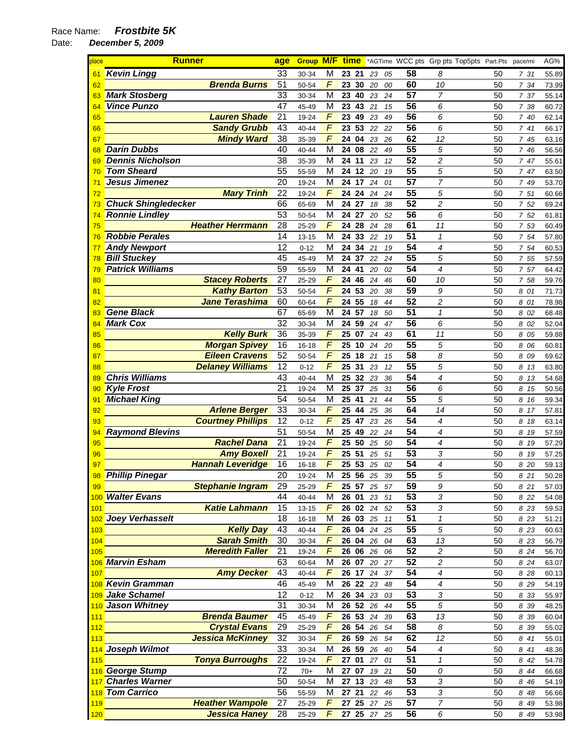Race Name: ***Frostbite 5K***

Date: ***December 5, 2009***

| place | Runner | age | Group | M/F | time | *AGTime | WCC pts | Grp pts | Top5pts | Part.Pts | pace/mi | AG% |
|---|---|---|---|---|---|---|---|---|---|---|---|---|
| 61 | **Kevin Lingg** | 33 | 30-34 | M | 23 21 | 23 05 | 58 | 8 | | 50 | 7 31 | 55.89 |
| 62 | **Brenda Burns** | 51 | 50-54 | F | 23 30 | 20 00 | 60 | 10 | | 50 | 7 34 | 73.99 |
| 63 | **Mark Stosberg** | 33 | 30-34 | M | 23 40 | 23 24 | 57 | 7 | | 50 | 7 37 | 55.14 |
| 64 | **Vince Punzo** | 47 | 45-49 | M | 23 43 | 21 15 | 56 | 6 | | 50 | 7 38 | 60.72 |
| 65 | **Lauren Shade** | 21 | 19-24 | F | 23 49 | 23 49 | 56 | 6 | | 50 | 7 40 | 62.14 |
| 66 | **Sandy Grubb** | 43 | 40-44 | F | 23 53 | 22 22 | 56 | 6 | | 50 | 7 41 | 66.17 |
| 67 | **Mindy Ward** | 38 | 35-39 | F | 24 04 | 23 26 | 62 | 12 | | 50 | 7 45 | 63.16 |
| 68 | **Darin Dubbs** | 40 | 40-44 | M | 24 08 | 22 49 | 55 | 5 | | 50 | 7 46 | 56.56 |
| 69 | **Dennis Nicholson** | 38 | 35-39 | M | 24 11 | 23 12 | 52 | 2 | | 50 | 7 47 | 55.61 |
| 70 | **Tom Sheard** | 55 | 55-59 | M | 24 12 | 20 19 | 55 | 5 | | 50 | 7 47 | 63.50 |
| 71 | **Jesus Jimenez** | 20 | 19-24 | M | 24 17 | 24 01 | 57 | 7 | | 50 | 7 49 | 53.70 |
| 72 | **Mary Trinh** | 22 | 19-24 | F | 24 24 | 24 24 | 55 | 5 | | 50 | 7 51 | 60.66 |
| 73 | **Chuck Shingledecker** | 66 | 65-69 | M | 24 27 | 18 38 | 52 | 2 | | 50 | 7 52 | 69.24 |
| 74 | **Ronnie Lindley** | 53 | 50-54 | M | 24 27 | 20 52 | 56 | 6 | | 50 | 7 52 | 61.81 |
| 75 | **Heather Herrmann** | 28 | 25-29 | F | 24 28 | 24 28 | 61 | 11 | | 50 | 7 53 | 60.49 |
| 76 | **Robbie Perales** | 14 | 13-15 | M | 24 33 | 22 19 | 51 | 1 | | 50 | 7 54 | 57.80 |
| 77 | **Andy Newport** | 12 | 0-12 | M | 24 34 | 21 19 | 54 | 4 | | 50 | 7 54 | 60.53 |
| 78 | **Bill Stuckey** | 45 | 45-49 | M | 24 37 | 22 24 | 55 | 5 | | 50 | 7 55 | 57.59 |
| 79 | **Patrick Williams** | 59 | 55-59 | M | 24 41 | 20 02 | 54 | 4 | | 50 | 7 57 | 64.42 |
| 80 | **Stacey Roberts** | 27 | 25-29 | F | 24 46 | 24 46 | 60 | 10 | | 50 | 7 58 | 59.76 |
| 81 | **Kathy Barton** | 53 | 50-54 | F | 24 53 | 20 38 | 59 | 9 | | 50 | 8 01 | 71.73 |
| 82 | **Jane Terashima** | 60 | 60-64 | F | 24 55 | 18 44 | 52 | 2 | | 50 | 8 01 | 78.98 |
| 83 | **Gene Black** | 67 | 65-69 | M | 24 57 | 18 50 | 51 | 1 | | 50 | 8 02 | 68.48 |
| 84 | **Mark Cox** | 32 | 30-34 | M | 24 59 | 24 47 | 56 | 6 | | 50 | 8 02 | 52.04 |
| 85 | **Kelly Burk** | 36 | 35-39 | F | 25 07 | 24 43 | 61 | 11 | | 50 | 8 05 | 59.88 |
| 86 | **Morgan Spivey** | 16 | 16-18 | F | 25 10 | 24 20 | 55 | 5 | | 50 | 8 06 | 60.81 |
| 87 | **Eileen Cravens** | 52 | 50-54 | F | 25 18 | 21 15 | 58 | 8 | | 50 | 8 09 | 69.62 |
| 88 | **Delaney Williams** | 12 | 0-12 | F | 25 31 | 23 12 | 55 | 5 | | 50 | 8 13 | 63.80 |
| 89 | **Chris Williams** | 43 | 40-44 | M | 25 32 | 23 36 | 54 | 4 | | 50 | 8 13 | 54.68 |
| 90 | **Kyle Frost** | 21 | 19-24 | M | 25 37 | 25 31 | 56 | 6 | | 50 | 8 15 | 50.56 |
| 91 | **Michael King** | 54 | 50-54 | M | 25 41 | 21 44 | 55 | 5 | | 50 | 8 16 | 59.34 |
| 92 | **Arlene Berger** | 33 | 30-34 | F | 25 44 | 25 36 | 64 | 14 | | 50 | 8 17 | 57.81 |
| 93 | **Courtney Phillips** | 12 | 0-12 | F | 25 47 | 23 26 | 54 | 4 | | 50 | 8 18 | 63.14 |
| 94 | **Raymond Blevins** | 51 | 50-54 | M | 25 49 | 22 24 | 54 | 4 | | 50 | 8 19 | 57.59 |
| 95 | **Rachel Dana** | 21 | 19-24 | F | 25 50 | 25 50 | 54 | 4 | | 50 | 8 19 | 57.29 |
| 96 | **Amy Boxell** | 21 | 19-24 | F | 25 51 | 25 51 | 53 | 3 | | 50 | 8 19 | 57.25 |
| 97 | **Hannah Leveridge** | 16 | 16-18 | F | 25 53 | 25 02 | 54 | 4 | | 50 | 8 20 | 59.13 |
| 98 | **Phillip Pinegar** | 20 | 19-24 | M | 25 56 | 25 39 | 55 | 5 | | 50 | 8 21 | 50.28 |
| 99 | **Stephanie Ingram** | 29 | 25-29 | F | 25 57 | 25 57 | 59 | 9 | | 50 | 8 21 | 57.03 |
| 100 | **Walter Evans** | 44 | 40-44 | M | 26 01 | 23 51 | 53 | 3 | | 50 | 8 22 | 54.08 |
| 101 | **Katie Lahmann** | 15 | 13-15 | F | 26 02 | 24 52 | 53 | 3 | | 50 | 8 23 | 59.53 |
| 102 | **Joey Verhasselt** | 18 | 16-18 | M | 26 03 | 25 11 | 51 | 1 | | 50 | 8 23 | 51.21 |
| 103 | **Kelly Day** | 43 | 40-44 | F | 26 04 | 24 25 | 55 | 5 | | 50 | 8 23 | 60.63 |
| 104 | **Sarah Smith** | 30 | 30-34 | F | 26 04 | 26 04 | 63 | 13 | | 50 | 8 23 | 56.79 |
| 105 | **Meredith Faller** | 21 | 19-24 | F | 26 06 | 26 06 | 52 | 2 | | 50 | 8 24 | 56.70 |
| 106 | **Marvin Esham** | 63 | 60-64 | M | 26 07 | 20 27 | 52 | 2 | | 50 | 8 24 | 63.07 |
| 107 | **Amy Decker** | 43 | 40-44 | F | 26 17 | 24 37 | 54 | 4 | | 50 | 8 28 | 60.13 |
| 108 | **Kevin Gramman** | 46 | 45-49 | M | 26 22 | 23 48 | 54 | 4 | | 50 | 8 29 | 54.19 |
| 109 | **Jake Schamel** | 12 | 0-12 | M | 26 34 | 23 03 | 53 | 3 | | 50 | 8 33 | 55.97 |
| 110 | **Jason Whitney** | 31 | 30-34 | M | 26 52 | 26 44 | 55 | 5 | | 50 | 8 39 | 48.25 |
| 111 | **Brenda Baumer** | 45 | 45-49 | F | 26 53 | 24 39 | 63 | 13 | | 50 | 8 39 | 60.04 |
| 112 | **Crystal Evans** | 29 | 25-29 | F | 26 54 | 26 54 | 58 | 8 | | 50 | 8 39 | 55.02 |
| 113 | **Jessica McKinney** | 32 | 30-34 | F | 26 59 | 26 54 | 62 | 12 | | 50 | 8 41 | 55.01 |
| 114 | **Joseph Wilmot** | 33 | 30-34 | M | 26 59 | 26 40 | 54 | 4 | | 50 | 8 41 | 48.36 |
| 115 | **Tonya Burroughs** | 22 | 19-24 | F | 27 01 | 27 01 | 51 | 1 | | 50 | 8 42 | 54.78 |
| 116 | **George Stump** | 72 | 70+ | M | 27 07 | 19 21 | 50 | 0 | | 50 | 8 44 | 66.68 |
| 117 | **Charles Warner** | 50 | 50-54 | M | 27 13 | 23 48 | 53 | 3 | | 50 | 8 46 | 54.19 |
| 118 | **Tom Carrico** | 56 | 55-59 | M | 27 21 | 22 46 | 53 | 3 | | 50 | 8 48 | 56.66 |
| 119 | **Heather Wampole** | 27 | 25-29 | F | 27 25 | 27 25 | 57 | 7 | | 50 | 8 49 | 53.98 |
| 120 | **Jessica Haney** | 28 | 25-29 | F | 27 25 | 27 25 | 56 | 6 | | 50 | 8 49 | 53.98 |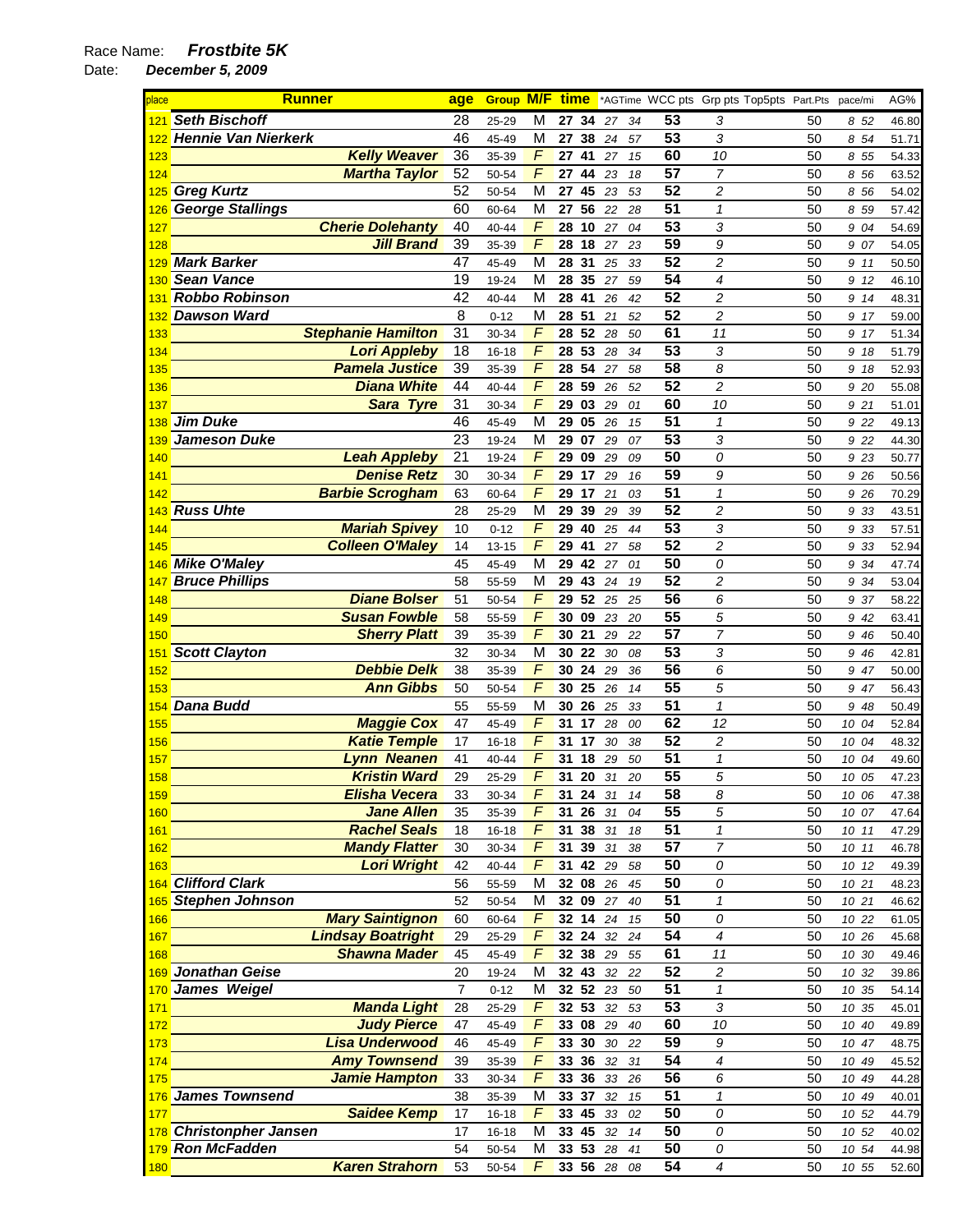Race Name: ***Frostbite 5K***
Date: ***December 5, 2009***

| place | Runner | age | Group | M/F | time | | *AGTime | | WCC pts | Grp pts | Top5pts | Part.Pts | pace/mi | AG% |
|---|---|---|---|---|---|---|---|---|---|---|---|---|---|---|
| 121 | Seth Bischoff | 28 | 25-29 | M | 27 | 34 | 27 | 34 | 53 | 3 | | 50 | 8 52 | 46.80 |
| 122 | Hennie Van Nierkerk | 46 | 45-49 | M | 27 | 38 | 24 | 57 | 53 | 3 | | 50 | 8 54 | 51.71 |
| 123 | Kelly Weaver | 36 | 35-39 | F | 27 | 41 | 27 | 15 | 60 | 10 | | 50 | 8 55 | 54.33 |
| 124 | Martha Taylor | 52 | 50-54 | F | 27 | 44 | 23 | 18 | 57 | 7 | | 50 | 8 56 | 63.52 |
| 125 | Greg Kurtz | 52 | 50-54 | M | 27 | 45 | 23 | 53 | 52 | 2 | | 50 | 8 56 | 54.02 |
| 126 | George Stallings | 60 | 60-64 | M | 27 | 56 | 22 | 28 | 51 | 1 | | 50 | 8 59 | 57.42 |
| 127 | Cherie Dolehanty | 40 | 40-44 | F | 28 | 10 | 27 | 04 | 53 | 3 | | 50 | 9 04 | 54.69 |
| 128 | Jill Brand | 39 | 35-39 | F | 28 | 18 | 27 | 23 | 59 | 9 | | 50 | 9 07 | 54.05 |
| 129 | Mark Barker | 47 | 45-49 | M | 28 | 31 | 25 | 33 | 52 | 2 | | 50 | 9 11 | 50.50 |
| 130 | Sean Vance | 19 | 19-24 | M | 28 | 35 | 27 | 59 | 54 | 4 | | 50 | 9 12 | 46.10 |
| 131 | Robbo Robinson | 42 | 40-44 | M | 28 | 41 | 26 | 42 | 52 | 2 | | 50 | 9 14 | 48.31 |
| 132 | Dawson Ward | 8 | 0-12 | M | 28 | 51 | 21 | 52 | 52 | 2 | | 50 | 9 17 | 59.00 |
| 133 | Stephanie Hamilton | 31 | 30-34 | F | 28 | 52 | 28 | 50 | 61 | 11 | | 50 | 9 17 | 51.34 |
| 134 | Lori Appleby | 18 | 16-18 | F | 28 | 53 | 28 | 34 | 53 | 3 | | 50 | 9 18 | 51.79 |
| 135 | Pamela Justice | 39 | 35-39 | F | 28 | 54 | 27 | 58 | 58 | 8 | | 50 | 9 18 | 52.93 |
| 136 | Diana White | 44 | 40-44 | F | 28 | 59 | 26 | 52 | 52 | 2 | | 50 | 9 20 | 55.08 |
| 137 | Sara Tyre | 31 | 30-34 | F | 29 | 03 | 29 | 01 | 60 | 10 | | 50 | 9 21 | 51.01 |
| 138 | Jim Duke | 46 | 45-49 | M | 29 | 05 | 26 | 15 | 51 | 1 | | 50 | 9 22 | 49.13 |
| 139 | Jameson Duke | 23 | 19-24 | M | 29 | 07 | 29 | 07 | 53 | 3 | | 50 | 9 22 | 44.30 |
| 140 | Leah Appleby | 21 | 19-24 | F | 29 | 09 | 29 | 09 | 50 | 0 | | 50 | 9 23 | 50.77 |
| 141 | Denise Retz | 30 | 30-34 | F | 29 | 17 | 29 | 16 | 59 | 9 | | 50 | 9 26 | 50.56 |
| 142 | Barbie Scrogham | 63 | 60-64 | F | 29 | 17 | 21 | 03 | 51 | 1 | | 50 | 9 26 | 70.29 |
| 143 | Russ Uhte | 28 | 25-29 | M | 29 | 39 | 29 | 39 | 52 | 2 | | 50 | 9 33 | 43.51 |
| 144 | Mariah Spivey | 10 | 0-12 | F | 29 | 40 | 25 | 44 | 53 | 3 | | 50 | 9 33 | 57.51 |
| 145 | Colleen O'Maley | 14 | 13-15 | F | 29 | 41 | 27 | 58 | 52 | 2 | | 50 | 9 33 | 52.94 |
| 146 | Mike O'Maley | 45 | 45-49 | M | 29 | 42 | 27 | 01 | 50 | 0 | | 50 | 9 34 | 47.74 |
| 147 | Bruce Phillips | 58 | 55-59 | M | 29 | 43 | 24 | 19 | 52 | 2 | | 50 | 9 34 | 53.04 |
| 148 | Diane Bolser | 51 | 50-54 | F | 29 | 52 | 25 | 25 | 56 | 6 | | 50 | 9 37 | 58.22 |
| 149 | Susan Fowble | 58 | 55-59 | F | 30 | 09 | 23 | 20 | 55 | 5 | | 50 | 9 42 | 63.41 |
| 150 | Sherry Platt | 39 | 35-39 | F | 30 | 21 | 29 | 22 | 57 | 7 | | 50 | 9 46 | 50.40 |
| 151 | Scott Clayton | 32 | 30-34 | M | 30 | 22 | 30 | 08 | 53 | 3 | | 50 | 9 46 | 42.81 |
| 152 | Debbie Delk | 38 | 35-39 | F | 30 | 24 | 29 | 36 | 56 | 6 | | 50 | 9 47 | 50.00 |
| 153 | Ann Gibbs | 50 | 50-54 | F | 30 | 25 | 26 | 14 | 55 | 5 | | 50 | 9 47 | 56.43 |
| 154 | Dana Budd | 55 | 55-59 | M | 30 | 26 | 25 | 33 | 51 | 1 | | 50 | 9 48 | 50.49 |
| 155 | Maggie Cox | 47 | 45-49 | F | 31 | 17 | 28 | 00 | 62 | 12 | | 50 | 10 04 | 52.84 |
| 156 | Katie Temple | 17 | 16-18 | F | 31 | 17 | 30 | 38 | 52 | 2 | | 50 | 10 04 | 48.32 |
| 157 | Lynn Neanen | 41 | 40-44 | F | 31 | 18 | 29 | 50 | 51 | 1 | | 50 | 10 04 | 49.60 |
| 158 | Kristin Ward | 29 | 25-29 | F | 31 | 20 | 31 | 20 | 55 | 5 | | 50 | 10 05 | 47.23 |
| 159 | Elisha Vecera | 33 | 30-34 | F | 31 | 24 | 31 | 14 | 58 | 8 | | 50 | 10 06 | 47.38 |
| 160 | Jane Allen | 35 | 35-39 | F | 31 | 26 | 31 | 04 | 55 | 5 | | 50 | 10 07 | 47.64 |
| 161 | Rachel Seals | 18 | 16-18 | F | 31 | 38 | 31 | 18 | 51 | 1 | | 50 | 10 11 | 47.29 |
| 162 | Mandy Flatter | 30 | 30-34 | F | 31 | 39 | 31 | 38 | 57 | 7 | | 50 | 10 11 | 46.78 |
| 163 | Lori Wright | 42 | 40-44 | F | 31 | 42 | 29 | 58 | 50 | 0 | | 50 | 10 12 | 49.39 |
| 164 | Clifford Clark | 56 | 55-59 | M | 32 | 08 | 26 | 45 | 50 | 0 | | 50 | 10 21 | 48.23 |
| 165 | Stephen Johnson | 52 | 50-54 | M | 32 | 09 | 27 | 40 | 51 | 1 | | 50 | 10 21 | 46.62 |
| 166 | Mary Saintignon | 60 | 60-64 | F | 32 | 14 | 24 | 15 | 50 | 0 | | 50 | 10 22 | 61.05 |
| 167 | Lindsay Boatright | 29 | 25-29 | F | 32 | 24 | 32 | 24 | 54 | 4 | | 50 | 10 26 | 45.68 |
| 168 | Shawna Mader | 45 | 45-49 | F | 32 | 38 | 29 | 55 | 61 | 11 | | 50 | 10 30 | 49.46 |
| 169 | Jonathan Geise | 20 | 19-24 | M | 32 | 43 | 32 | 22 | 52 | 2 | | 50 | 10 32 | 39.86 |
| 170 | James Weigel | 7 | 0-12 | M | 32 | 52 | 23 | 50 | 51 | 1 | | 50 | 10 35 | 54.14 |
| 171 | Manda Light | 28 | 25-29 | F | 32 | 53 | 32 | 53 | 53 | 3 | | 50 | 10 35 | 45.01 |
| 172 | Judy Pierce | 47 | 45-49 | F | 33 | 08 | 29 | 40 | 60 | 10 | | 50 | 10 40 | 49.89 |
| 173 | Lisa Underwood | 46 | 45-49 | F | 33 | 30 | 30 | 22 | 59 | 9 | | 50 | 10 47 | 48.75 |
| 174 | Amy Townsend | 39 | 35-39 | F | 33 | 36 | 32 | 31 | 54 | 4 | | 50 | 10 49 | 45.52 |
| 175 | Jamie Hampton | 33 | 30-34 | F | 33 | 36 | 33 | 26 | 56 | 6 | | 50 | 10 49 | 44.28 |
| 176 | James Townsend | 38 | 35-39 | M | 33 | 37 | 32 | 15 | 51 | 1 | | 50 | 10 49 | 40.01 |
| 177 | Saidee Kemp | 17 | 16-18 | F | 33 | 45 | 33 | 02 | 50 | 0 | | 50 | 10 52 | 44.79 |
| 178 | Christonpher Jansen | 17 | 16-18 | M | 33 | 45 | 32 | 14 | 50 | 0 | | 50 | 10 52 | 40.02 |
| 179 | Ron McFadden | 54 | 50-54 | M | 33 | 53 | 28 | 41 | 50 | 0 | | 50 | 10 54 | 44.98 |
| 180 | Karen Strahorn | 53 | 50-54 | F | 33 | 56 | 28 | 08 | 54 | 4 | | 50 | 10 55 | 52.60 |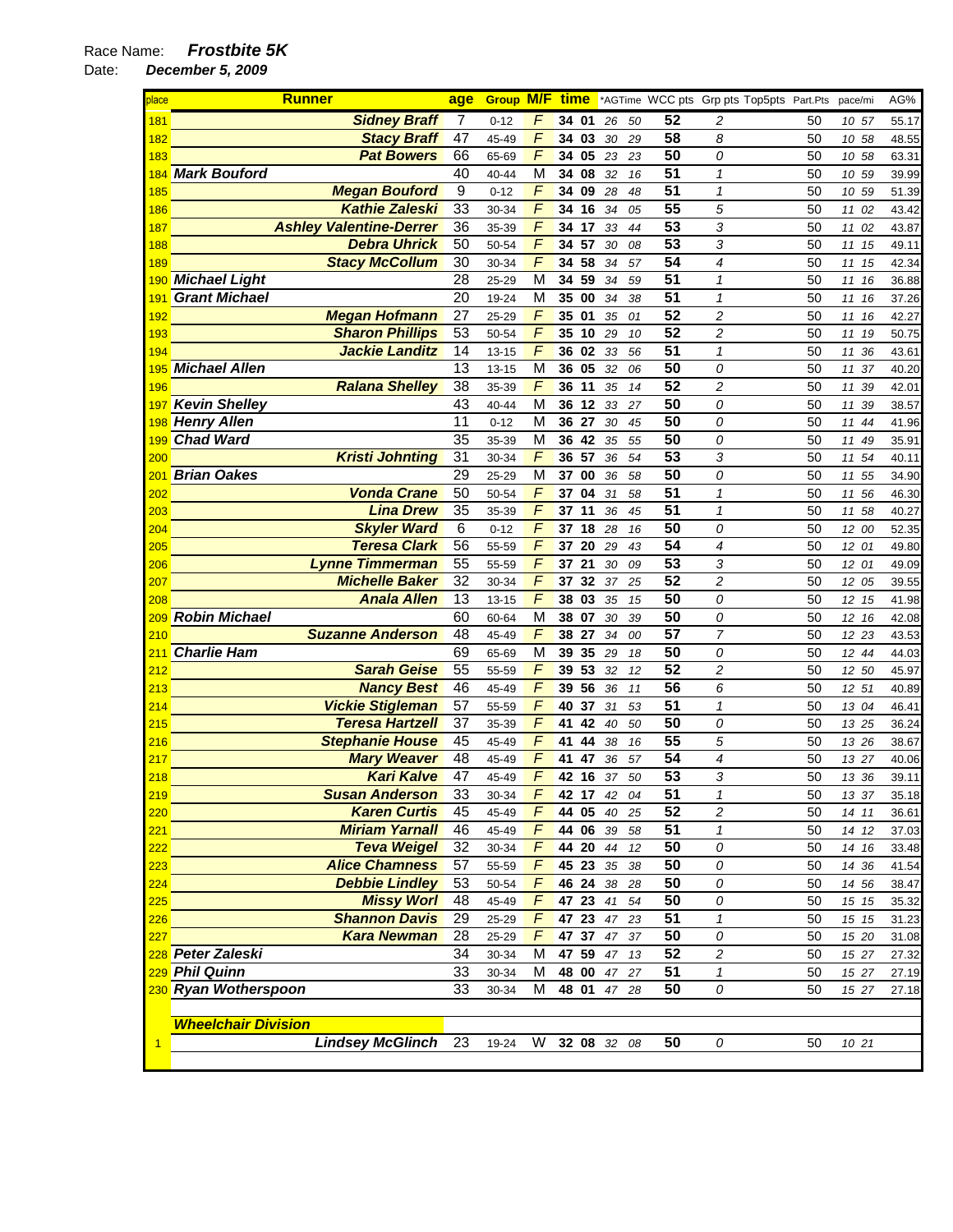Race Name: ***Frostbite 5K***

Date: ***December 5, 2009***

| place | Runner | age | Group | M/F | time | *AGTime | WCC pts | Grp pts | Top5pts | Part.Pts | pace/mi | AG% |
|---|---|---|---|---|---|---|---|---|---|---|---|---|
| 181 | Sidney Braff | 7 | 0-12 | F | 34 01 | 26 50 | 52 | 2 | | 50 | 10 57 | 55.17 |
| 182 | Stacy Braff | 47 | 45-49 | F | 34 03 | 30 29 | 58 | 8 | | 50 | 10 58 | 48.55 |
| 183 | Pat Bowers | 66 | 65-69 | F | 34 05 | 23 23 | 50 | 0 | | 50 | 10 58 | 63.31 |
| 184 | Mark Bouford | 40 | 40-44 | M | 34 08 | 32 16 | 51 | 1 | | 50 | 10 59 | 39.99 |
| 185 | Megan Bouford | 9 | 0-12 | F | 34 09 | 28 48 | 51 | 1 | | 50 | 10 59 | 51.39 |
| 186 | Kathie Zaleski | 33 | 30-34 | F | 34 16 | 34 05 | 55 | 5 | | 50 | 11 02 | 43.42 |
| 187 | Ashley Valentine-Derrer | 36 | 35-39 | F | 34 17 | 33 44 | 53 | 3 | | 50 | 11 02 | 43.87 |
| 188 | Debra Uhrick | 50 | 50-54 | F | 34 57 | 30 08 | 53 | 3 | | 50 | 11 15 | 49.11 |
| 189 | Stacy McCollum | 30 | 30-34 | F | 34 58 | 34 57 | 54 | 4 | | 50 | 11 15 | 42.34 |
| 190 | Michael Light | 28 | 25-29 | M | 34 59 | 34 59 | 51 | 1 | | 50 | 11 16 | 36.88 |
| 191 | Grant Michael | 20 | 19-24 | M | 35 00 | 34 38 | 51 | 1 | | 50 | 11 16 | 37.26 |
| 192 | Megan Hofmann | 27 | 25-29 | F | 35 01 | 35 01 | 52 | 2 | | 50 | 11 16 | 42.27 |
| 193 | Sharon Phillips | 53 | 50-54 | F | 35 10 | 29 10 | 52 | 2 | | 50 | 11 19 | 50.75 |
| 194 | Jackie Landitz | 14 | 13-15 | F | 36 02 | 33 56 | 51 | 1 | | 50 | 11 36 | 43.61 |
| 195 | Michael Allen | 13 | 13-15 | M | 36 05 | 32 06 | 50 | 0 | | 50 | 11 37 | 40.20 |
| 196 | Ralana Shelley | 38 | 35-39 | F | 36 11 | 35 14 | 52 | 2 | | 50 | 11 39 | 42.01 |
| 197 | Kevin Shelley | 43 | 40-44 | M | 36 12 | 33 27 | 50 | 0 | | 50 | 11 39 | 38.57 |
| 198 | Henry Allen | 11 | 0-12 | M | 36 27 | 30 45 | 50 | 0 | | 50 | 11 44 | 41.96 |
| 199 | Chad Ward | 35 | 35-39 | M | 36 42 | 35 55 | 50 | 0 | | 50 | 11 49 | 35.91 |
| 200 | Kristi Johnting | 31 | 30-34 | F | 36 57 | 36 54 | 53 | 3 | | 50 | 11 54 | 40.11 |
| 201 | Brian Oakes | 29 | 25-29 | M | 37 00 | 36 58 | 50 | 0 | | 50 | 11 55 | 34.90 |
| 202 | Vonda Crane | 50 | 50-54 | F | 37 04 | 31 58 | 51 | 1 | | 50 | 11 56 | 46.30 |
| 203 | Lina Drew | 35 | 35-39 | F | 37 11 | 36 45 | 51 | 1 | | 50 | 11 58 | 40.27 |
| 204 | Skyler Ward | 6 | 0-12 | F | 37 18 | 28 16 | 50 | 0 | | 50 | 12 00 | 52.35 |
| 205 | Teresa Clark | 56 | 55-59 | F | 37 20 | 29 43 | 54 | 4 | | 50 | 12 01 | 49.80 |
| 206 | Lynne Timmerman | 55 | 55-59 | F | 37 21 | 30 09 | 53 | 3 | | 50 | 12 01 | 49.09 |
| 207 | Michelle Baker | 32 | 30-34 | F | 37 32 | 37 25 | 52 | 2 | | 50 | 12 05 | 39.55 |
| 208 | Anala Allen | 13 | 13-15 | F | 38 03 | 35 15 | 50 | 0 | | 50 | 12 15 | 41.98 |
| 209 | Robin Michael | 60 | 60-64 | M | 38 07 | 30 39 | 50 | 0 | | 50 | 12 16 | 42.08 |
| 210 | Suzanne Anderson | 48 | 45-49 | F | 38 27 | 34 00 | 57 | 7 | | 50 | 12 23 | 43.53 |
| 211 | Charlie Ham | 69 | 65-69 | M | 39 35 | 29 18 | 50 | 0 | | 50 | 12 44 | 44.03 |
| 212 | Sarah Geise | 55 | 55-59 | F | 39 53 | 32 12 | 52 | 2 | | 50 | 12 50 | 45.97 |
| 213 | Nancy Best | 46 | 45-49 | F | 39 56 | 36 11 | 56 | 6 | | 50 | 12 51 | 40.89 |
| 214 | Vickie Stigleman | 57 | 55-59 | F | 40 37 | 31 53 | 51 | 1 | | 50 | 13 04 | 46.41 |
| 215 | Teresa Hartzell | 37 | 35-39 | F | 41 42 | 40 50 | 50 | 0 | | 50 | 13 25 | 36.24 |
| 216 | Stephanie House | 45 | 45-49 | F | 41 44 | 38 16 | 55 | 5 | | 50 | 13 26 | 38.67 |
| 217 | Mary Weaver | 48 | 45-49 | F | 41 47 | 36 57 | 54 | 4 | | 50 | 13 27 | 40.06 |
| 218 | Kari Kalve | 47 | 45-49 | F | 42 16 | 37 50 | 53 | 3 | | 50 | 13 36 | 39.11 |
| 219 | Susan Anderson | 33 | 30-34 | F | 42 17 | 42 04 | 51 | 1 | | 50 | 13 37 | 35.18 |
| 220 | Karen Curtis | 45 | 45-49 | F | 44 05 | 40 25 | 52 | 2 | | 50 | 14 11 | 36.61 |
| 221 | Miriam Yarnall | 46 | 45-49 | F | 44 06 | 39 58 | 51 | 1 | | 50 | 14 12 | 37.03 |
| 222 | Teva Weigel | 32 | 30-34 | F | 44 20 | 44 12 | 50 | 0 | | 50 | 14 16 | 33.48 |
| 223 | Alice Chamness | 57 | 55-59 | F | 45 23 | 35 38 | 50 | 0 | | 50 | 14 36 | 41.54 |
| 224 | Debbie Lindley | 53 | 50-54 | F | 46 24 | 38 28 | 50 | 0 | | 50 | 14 56 | 38.47 |
| 225 | Missy Worl | 48 | 45-49 | F | 47 23 | 41 54 | 50 | 0 | | 50 | 15 15 | 35.32 |
| 226 | Shannon Davis | 29 | 25-29 | F | 47 23 | 47 23 | 51 | 1 | | 50 | 15 15 | 31.23 |
| 227 | Kara Newman | 28 | 25-29 | F | 47 37 | 47 37 | 50 | 0 | | 50 | 15 20 | 31.08 |
| 228 | Peter Zaleski | 34 | 30-34 | M | 47 59 | 47 13 | 52 | 2 | | 50 | 15 27 | 27.32 |
| 229 | Phil Quinn | 33 | 30-34 | M | 48 00 | 47 27 | 51 | 1 | | 50 | 15 27 | 27.19 |
| 230 | Ryan Wotherspoon | 33 | 30-34 | M | 48 01 | 47 28 | 50 | 0 | | 50 | 15 27 | 27.18 |
| | **Wheelchair Division** | | | | | | | | | | | |
| 1 | Lindsey McGlinch | 23 | 19-24 | W | 32 08 | 32 08 | 50 | 0 | | 50 | 10 21 | |